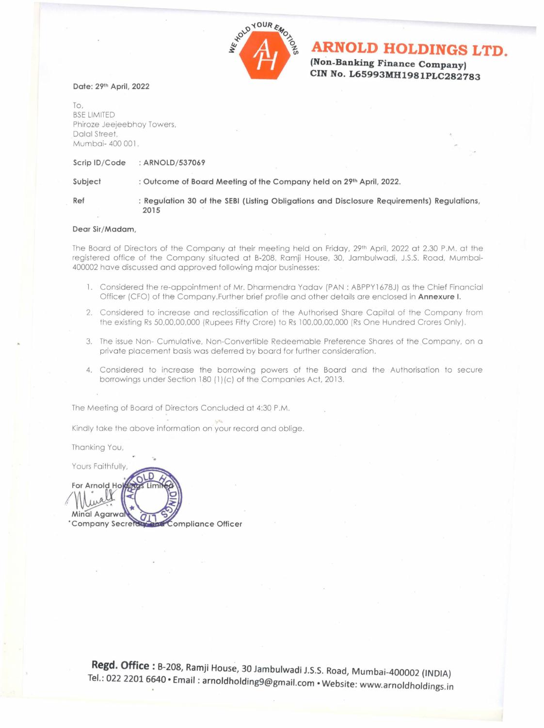# ARNOLD HOLDINGS LTD.

**(Non-Banking Finance Company)**
**CIN No. L65993MH1981PLC282783**

**Date: 29th April, 2022**

To,
BSE LIMITED
Phiroze Jeejeebhoy Towers,
Dalal Street,
Mumbai- 400 001.

**Scrip ID/Code** : **ARNOLD/537069**

**Subject** : **Outcome of Board Meeting of the Company held on 29th April, 2022.**

**Ref** : **Regulation 30 of the SEBI (Listing Obligations and Disclosure Requirements) Regulations, 2015**

**Dear Sir/Madam,**

The Board of Directors of the Company at their meeting held on Friday, 29th April, 2022 at 2.30 P.M. at the registered office of the Company situated at B-208, Ramji House, 30, Jambulwadi, J.S.S. Road, Mumbai-400002 have discussed and approved following major businesses:

1. Considered the re-appointment of Mr. Dharmendra Yadav (PAN : ABPPY1678J) as the Chief Financial Officer (CFO) of the Company.Further brief profile and other details are enclosed in **Annexure I.**
2. Considered to increase and reclassification of the Authorised Share Capital of the Company from the existing Rs 50,00,00,000 (Rupees Fifty Crore) to Rs 100,00,00,000 (Rs One Hundred Crores Only).
3. The issue Non- Cumulative, Non-Convertible Redeemable Preference Shares of the Company, on a private placement basis was deferred by board for further consideration.
4. Considered to increase the borrowing powers of the Board and the Authorisation to secure borrowings under Section 180 (1)(c) of the Companies Act, 2013.

The Meeting of Board of Directors Concluded at 4:30 P.M.

Kindly take the above information on your record and oblige.

Thanking You,

Yours Faithfully,

**For Arnold Holdings Limited**

**Minal Agarwal**
**Company Secretary and Compliance Officer**

**Regd. Office :** B-208, Ramji House, 30 Jambulwadi J.S.S. Road, Mumbai-400002 (INDIA)
Tel.: 022 2201 6640 • Email : arnoldholding9@gmail.com • Website: www.arnoldholdings.in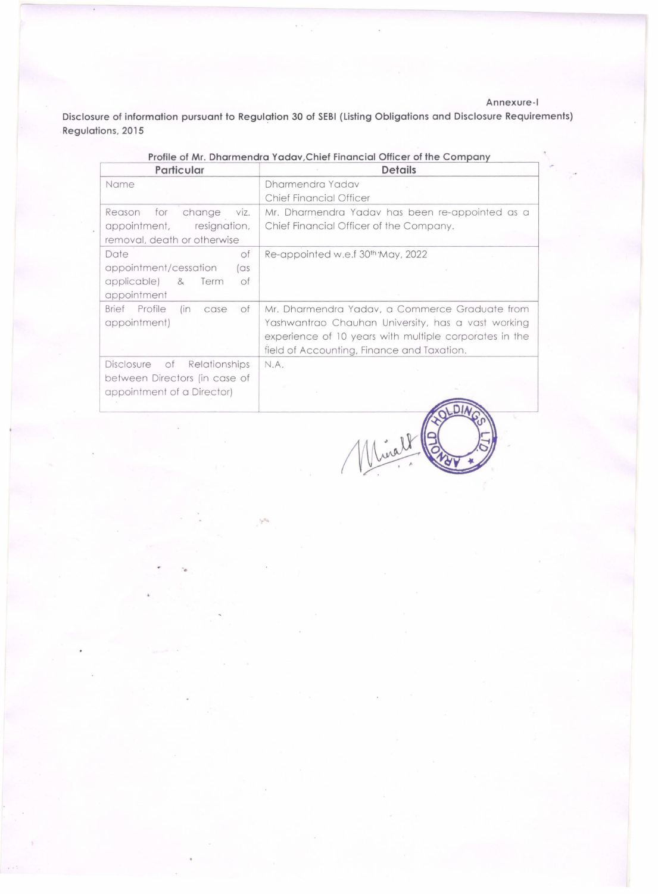Annexure-I

**Disclosure of information pursuant to Regulation 30 of SEBI (Listing Obligations and Disclosure Requirements) Regulations, 2015**

**Profile of Mr. Dharmendra Yadav, Chief Financial Officer of the Company**

| Particular | Details |
|---|---|
| Name | Dharmendra Yadav<br>Chief Financial Officer |
| Reason for change viz. appointment, resignation, removal, death or otherwise | Mr. Dharmendra Yadav has been re-appointed as a Chief Financial Officer of the Company. |
| Date of appointment/cessation (as applicable) & Term of appointment | Re-appointed w.e.f 30th May, 2022 |
| Brief Profile (in case of appointment) | Mr. Dharmendra Yadav, a Commerce Graduate from Yashwantrao Chauhan University, has a vast working experience of 10 years with multiple corporates in the field of Accounting, Finance and Taxation. |
| Disclosure of Relationships between Directors (in case of appointment of a Director) | N.A. |

ARNOLD HOLDINGS LTD.